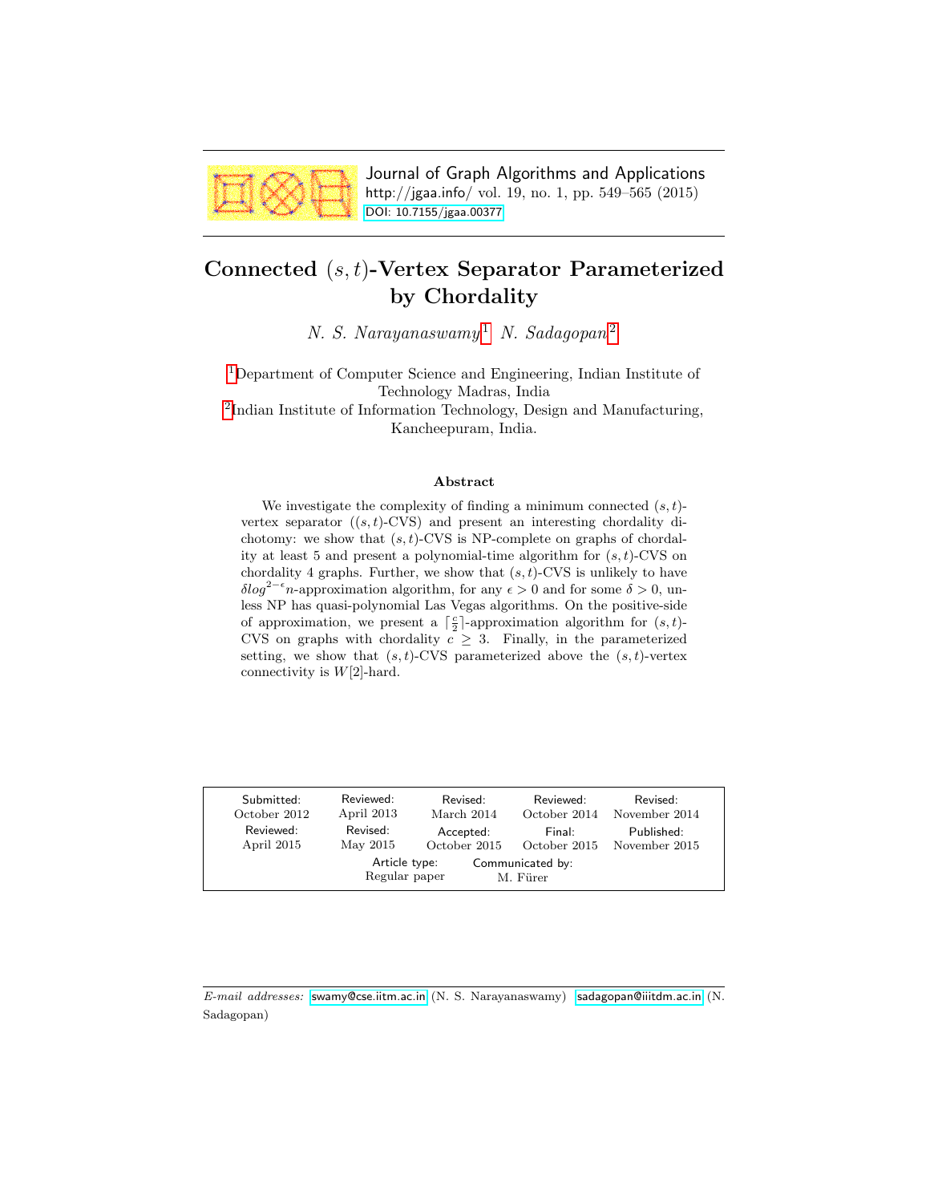Journal of Graph Algorithms and Applications
http://jgaa.info/ vol. 19, no. 1, pp. 549–565 (2015)
DOI: 10.7155/jgaa.00377

# Connected $(s, t)$-Vertex Separator Parameterized by Chordality

*N. S. Narayanaswamy*[1] *N. Sadagopan*[2]

[1]Department of Computer Science and Engineering, Indian Institute of Technology Madras, India

[2]Indian Institute of Information Technology, Design and Manufacturing, Kancheepuram, India.

### Abstract

We investigate the complexity of finding a minimum connected $(s, t)$-vertex separator ($(s, t)$-CVS) and present an interesting chordality dichotomy: we show that $(s, t)$-CVS is NP-complete on graphs of chordality at least 5 and present a polynomial-time algorithm for $(s, t)$-CVS on chordality 4 graphs. Further, we show that $(s, t)$-CVS is unlikely to have $\delta log^{2-\epsilon} n$-approximation algorithm, for any $\epsilon > 0$ and for some $\delta > 0$, unless NP has quasi-polynomial Las Vegas algorithms. On the positive-side of approximation, we present a $\lceil \frac{c}{2} \rceil$-approximation algorithm for $(s, t)$-CVS on graphs with chordality $c \geq 3$. Finally, in the parameterized setting, we show that $(s, t)$-CVS parameterized above the $(s, t)$-vertex connectivity is $W[2]$-hard.

| Submitted: October 2012 | Reviewed: April 2013 | Revised: March 2014 | Reviewed: October 2014 | Revised: November 2014 |
|---|---|---|---|---|
| Reviewed: April 2015 | Revised: May 2015 | Accepted: October 2015 | Final: October 2015 | Published: November 2015 |
| | Article type: Regular paper | | Communicated by: M. Fürer | |

*E-mail addresses:* swamy@cse.iitm.ac.in (N. S. Narayanaswamy) sadagopan@iiitdm.ac.in (N. Sadagopan)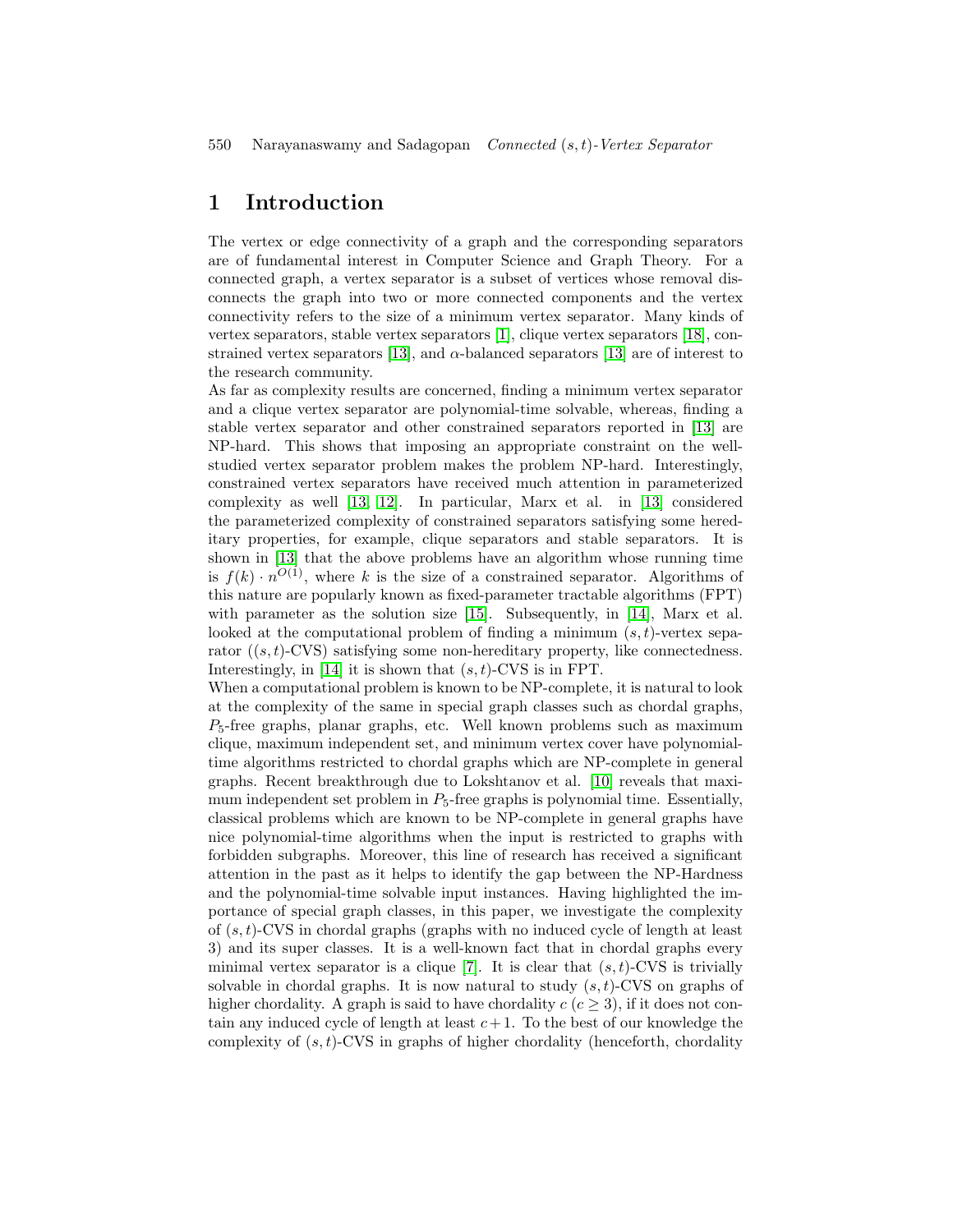# 1 Introduction

The vertex or edge connectivity of a graph and the corresponding separators are of fundamental interest in Computer Science and Graph Theory. For a connected graph, a vertex separator is a subset of vertices whose removal disconnects the graph into two or more connected components and the vertex connectivity refers to the size of a minimum vertex separator. Many kinds of vertex separators, stable vertex separators [1], clique vertex separators [18], constrained vertex separators [13], and $\alpha$-balanced separators [13] are of interest to the research community.

As far as complexity results are concerned, finding a minimum vertex separator and a clique vertex separator are polynomial-time solvable, whereas, finding a stable vertex separator and other constrained separators reported in [13] are NP-hard. This shows that imposing an appropriate constraint on the well-studied vertex separator problem makes the problem NP-hard. Interestingly, constrained vertex separators have received much attention in parameterized complexity as well [13, 12]. In particular, Marx et al. in [13] considered the parameterized complexity of constrained separators satisfying some hereditary properties, for example, clique separators and stable separators. It is shown in [13] that the above problems have an algorithm whose running time is $f(k) \cdot n^{O(1)}$, where $k$ is the size of a constrained separator. Algorithms of this nature are popularly known as fixed-parameter tractable algorithms (FPT) with parameter as the solution size [15]. Subsequently, in [14], Marx et al. looked at the computational problem of finding a minimum $(s,t)$-vertex separator ($(s,t)$-CVS) satisfying some non-hereditary property, like connectedness. Interestingly, in [14] it is shown that $(s,t)$-CVS is in FPT.

When a computational problem is known to be NP-complete, it is natural to look at the complexity of the same in special graph classes such as chordal graphs, $P_5$-free graphs, planar graphs, etc. Well known problems such as maximum clique, maximum independent set, and minimum vertex cover have polynomial-time algorithms restricted to chordal graphs which are NP-complete in general graphs. Recent breakthrough due to Lokshtanov et al. [10] reveals that maximum independent set problem in $P_5$-free graphs is polynomial time. Essentially, classical problems which are known to be NP-complete in general graphs have nice polynomial-time algorithms when the input is restricted to graphs with forbidden subgraphs. Moreover, this line of research has received a significant attention in the past as it helps to identify the gap between the NP-Hardness and the polynomial-time solvable input instances. Having highlighted the importance of special graph classes, in this paper, we investigate the complexity of $(s,t)$-CVS in chordal graphs (graphs with no induced cycle of length at least 3) and its super classes. It is a well-known fact that in chordal graphs every minimal vertex separator is a clique [7]. It is clear that $(s,t)$-CVS is trivially solvable in chordal graphs. It is now natural to study $(s,t)$-CVS on graphs of higher chordality. A graph is said to have chordality $c$ ($c \geq 3$), if it does not contain any induced cycle of length at least $c+1$. To the best of our knowledge the complexity of $(s,t)$-CVS in graphs of higher chordality (henceforth, chordality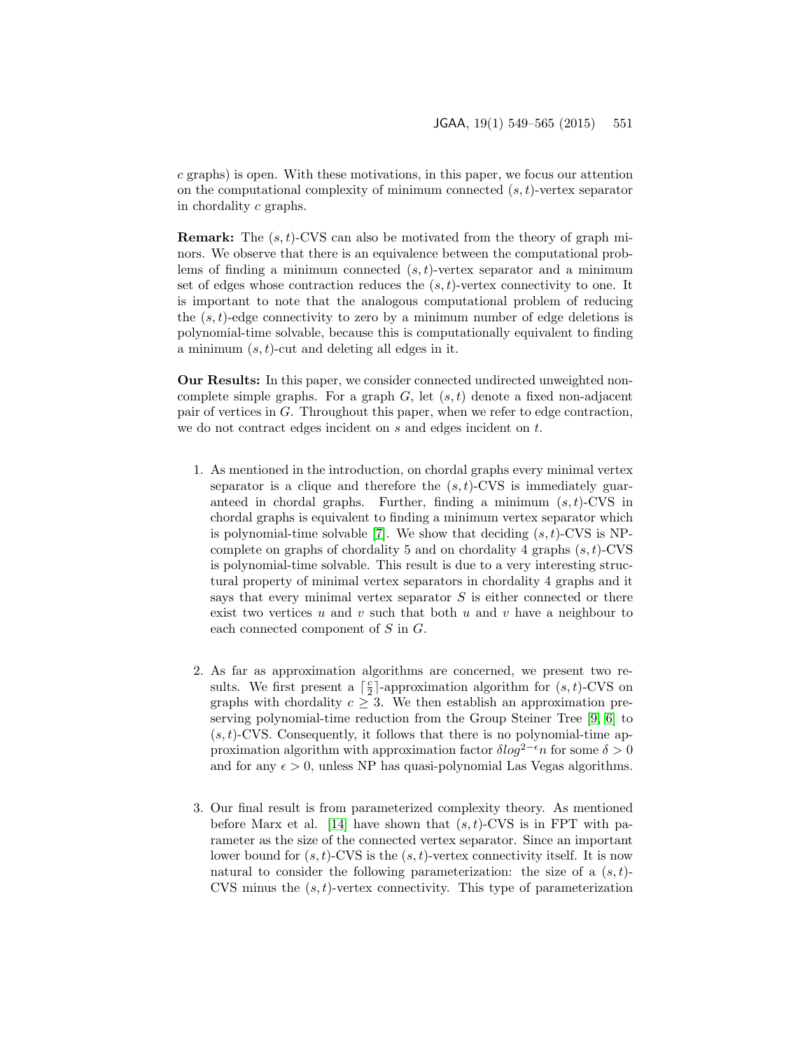$c$ graphs) is open. With these motivations, in this paper, we focus our attention on the computational complexity of minimum connected $(s,t)$-vertex separator in chordality $c$ graphs.

**Remark:** The $(s,t)$-CVS can also be motivated from the theory of graph minors. We observe that there is an equivalence between the computational problems of finding a minimum connected $(s,t)$-vertex separator and a minimum set of edges whose contraction reduces the $(s,t)$-vertex connectivity to one. It is important to note that the analogous computational problem of reducing the $(s,t)$-edge connectivity to zero by a minimum number of edge deletions is polynomial-time solvable, because this is computationally equivalent to finding a minimum $(s,t)$-cut and deleting all edges in it.

**Our Results:** In this paper, we consider connected undirected unweighted noncomplete simple graphs. For a graph $G$, let $(s,t)$ denote a fixed non-adjacent pair of vertices in $G$. Throughout this paper, when we refer to edge contraction, we do not contract edges incident on $s$ and edges incident on $t$.

1. As mentioned in the introduction, on chordal graphs every minimal vertex separator is a clique and therefore the $(s,t)$-CVS is immediately guaranteed in chordal graphs. Further, finding a minimum $(s,t)$-CVS in chordal graphs is equivalent to finding a minimum vertex separator which is polynomial-time solvable [7]. We show that deciding $(s,t)$-CVS is NP-complete on graphs of chordality 5 and on chordality 4 graphs $(s,t)$-CVS is polynomial-time solvable. This result is due to a very interesting structural property of minimal vertex separators in chordality 4 graphs and it says that every minimal vertex separator $S$ is either connected or there exist two vertices $u$ and $v$ such that both $u$ and $v$ have a neighbour to each connected component of $S$ in $G$.

2. As far as approximation algorithms are concerned, we present two results. We first present a $\lceil \frac{c}{2} \rceil$-approximation algorithm for $(s,t)$-CVS on graphs with chordality $c \geq 3$. We then establish an approximation preserving polynomial-time reduction from the Group Steiner Tree [9, 6] to $(s,t)$-CVS. Consequently, it follows that there is no polynomial-time approximation algorithm with approximation factor $\delta log^{2-\epsilon} n$ for some $\delta > 0$ and for any $\epsilon > 0$, unless NP has quasi-polynomial Las Vegas algorithms.

3. Our final result is from parameterized complexity theory. As mentioned before Marx et al. [14] have shown that $(s,t)$-CVS is in FPT with parameter as the size of the connected vertex separator. Since an important lower bound for $(s,t)$-CVS is the $(s,t)$-vertex connectivity itself. It is now natural to consider the following parameterization: the size of a $(s,t)$-CVS minus the $(s,t)$-vertex connectivity. This type of parameterization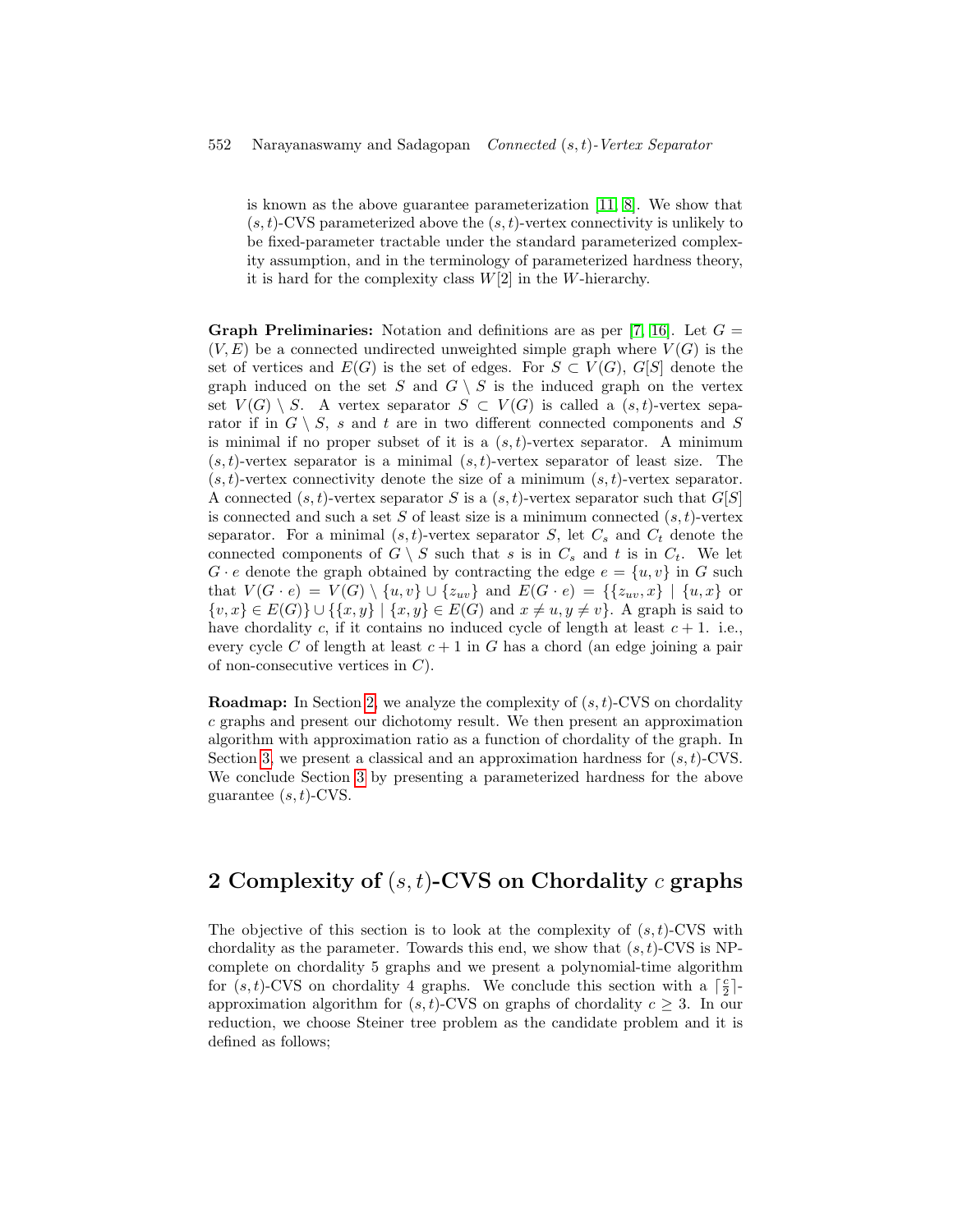is known as the above guarantee parameterization [11, 8]. We show that $(s, t)$-CVS parameterized above the $(s, t)$-vertex connectivity is unlikely to be fixed-parameter tractable under the standard parameterized complexity assumption, and in the terminology of parameterized hardness theory, it is hard for the complexity class $W[2]$ in the $W$-hierarchy.

**Graph Preliminaries:** Notation and definitions are as per [7, 16]. Let $G = (V, E)$ be a connected undirected unweighted simple graph where $V(G)$ is the set of vertices and $E(G)$ is the set of edges. For $S \subset V(G)$, $G[S]$ denote the graph induced on the set $S$ and $G \setminus S$ is the induced graph on the vertex set $V(G) \setminus S$. A vertex separator $S \subset V(G)$ is called a $(s, t)$-vertex separator if in $G \setminus S$, $s$ and $t$ are in two different connected components and $S$ is minimal if no proper subset of it is a $(s, t)$-vertex separator. A minimum $(s, t)$-vertex separator is a minimal $(s, t)$-vertex separator of least size. The $(s, t)$-vertex connectivity denote the size of a minimum $(s, t)$-vertex separator. A connected $(s, t)$-vertex separator $S$ is a $(s, t)$-vertex separator such that $G[S]$ is connected and such a set $S$ of least size is a minimum connected $(s, t)$-vertex separator. For a minimal $(s, t)$-vertex separator $S$, let $C_s$ and $C_t$ denote the connected components of $G \setminus S$ such that $s$ is in $C_s$ and $t$ is in $C_t$. We let $G \cdot e$ denote the graph obtained by contracting the edge $e = \{u, v\}$ in $G$ such that $V(G \cdot e) = V(G) \setminus \{u, v\} \cup \{z_{uv}\}$ and $E(G \cdot e) = \{\{z_{uv}, x\} \mid \{u, x\}$ or $\{v, x\} \in E(G)\} \cup \{\{x, y\} \mid \{x, y\} \in E(G)$ and $x \neq u, y \neq v\}$. A graph is said to have chordality $c$, if it contains no induced cycle of length at least $c + 1$. i.e., every cycle $C$ of length at least $c + 1$ in $G$ has a chord (an edge joining a pair of non-consecutive vertices in $C$).

**Roadmap:** In Section 2, we analyze the complexity of $(s, t)$-CVS on chordality $c$ graphs and present our dichotomy result. We then present an approximation algorithm with approximation ratio as a function of chordality of the graph. In Section 3, we present a classical and an approximation hardness for $(s, t)$-CVS. We conclude Section 3 by presenting a parameterized hardness for the above guarantee $(s, t)$-CVS.

## 2 Complexity of $(s, t)$-CVS on Chordality $c$ graphs

The objective of this section is to look at the complexity of $(s, t)$-CVS with chordality as the parameter. Towards this end, we show that $(s, t)$-CVS is NP-complete on chordality 5 graphs and we present a polynomial-time algorithm for $(s, t)$-CVS on chordality 4 graphs. We conclude this section with a $\lceil \frac{c}{2} \rceil$-approximation algorithm for $(s, t)$-CVS on graphs of chordality $c \geq 3$. In our reduction, we choose Steiner tree problem as the candidate problem and it is defined as follows;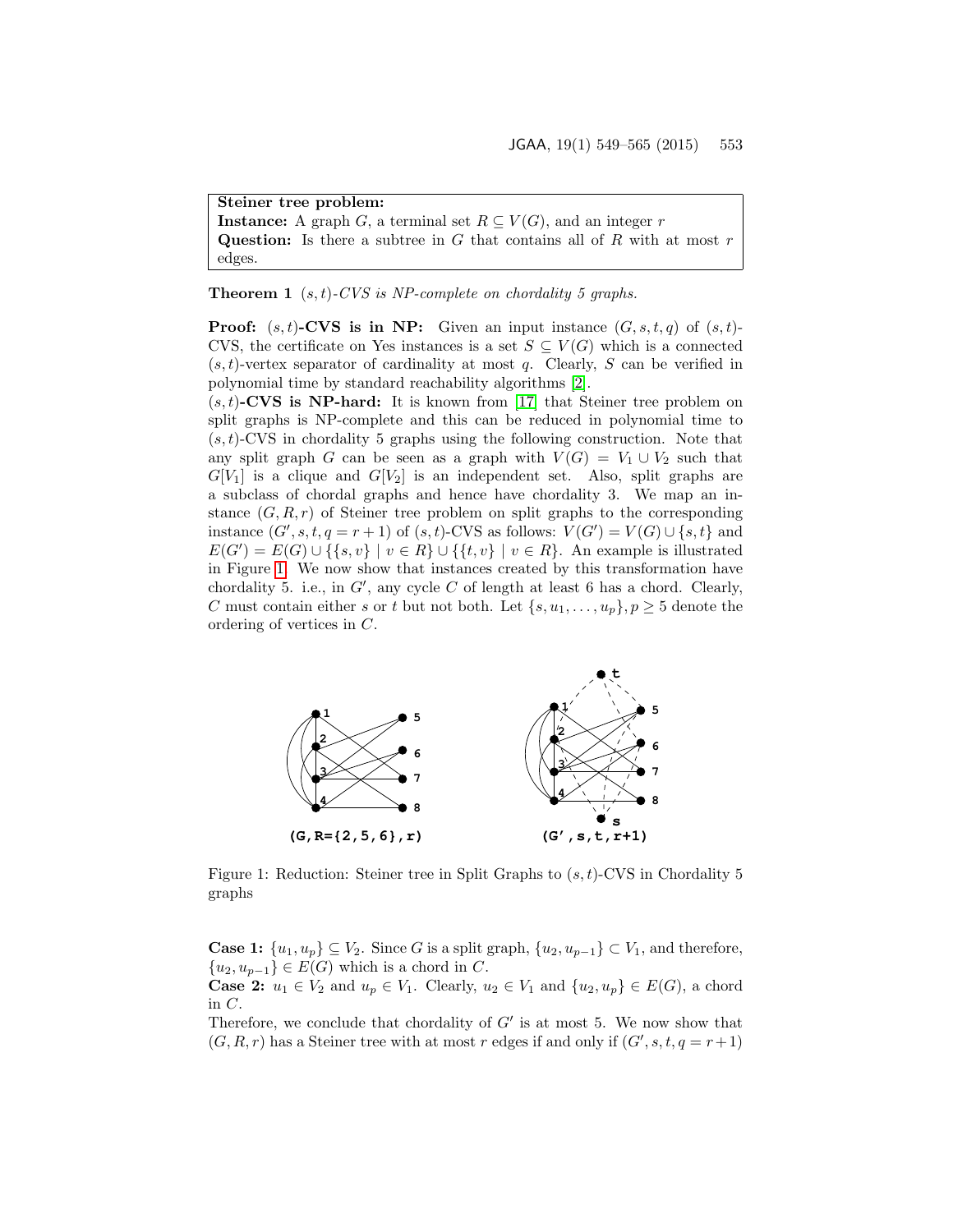**Steiner tree problem:**
**Instance:** A graph $G$, a terminal set $R \subseteq V(G)$, and an integer $r$
**Question:** Is there a subtree in $G$ that contains all of $R$ with at most $r$ edges.

**Theorem 1** *$(s,t)$-CVS is NP-complete on chordality 5 graphs.*

**Proof:** **$(s,t)$-CVS is in NP:** Given an input instance $(G, s, t, q)$ of $(s,t)$-CVS, the certificate on Yes instances is a set $S \subseteq V(G)$ which is a connected $(s,t)$-vertex separator of cardinality at most $q$. Clearly, $S$ can be verified in polynomial time by standard reachability algorithms [2].
**$(s,t)$-CVS is NP-hard:** It is known from [17] that Steiner tree problem on split graphs is NP-complete and this can be reduced in polynomial time to $(s,t)$-CVS in chordality 5 graphs using the following construction. Note that any split graph $G$ can be seen as a graph with $V(G) = V_1 \cup V_2$ such that $G[V_1]$ is a clique and $G[V_2]$ is an independent set. Also, split graphs are a subclass of chordal graphs and hence have chordality 3. We map an instance $(G, R, r)$ of Steiner tree problem on split graphs to the corresponding instance $(G', s, t, q = r+1)$ of $(s,t)$-CVS as follows: $V(G') = V(G) \cup \{s,t\}$ and $E(G') = E(G) \cup \{\{s,v\} \mid v \in R\} \cup \{\{t,v\} \mid v \in R\}$. An example is illustrated in Figure 1. We now show that instances created by this transformation have chordality 5. i.e., in $G'$, any cycle $C$ of length at least 6 has a chord. Clearly, $C$ must contain either $s$ or $t$ but not both. Let $\{s, u_1, \ldots, u_p\}, p \geq 5$ denote the ordering of vertices in $C$.

**(G,R={2,5,6},r)** **(G′,s,t,r+1)**

Figure 1: Reduction: Steiner tree in Split Graphs to $(s,t)$-CVS in Chordality 5 graphs

**Case 1:** $\{u_1, u_p\} \subseteq V_2$. Since $G$ is a split graph, $\{u_2, u_{p-1}\} \subset V_1$, and therefore, $\{u_2, u_{p-1}\} \in E(G)$ which is a chord in $C$.
**Case 2:** $u_1 \in V_2$ and $u_p \in V_1$. Clearly, $u_2 \in V_1$ and $\{u_2, u_p\} \in E(G)$, a chord in $C$.
Therefore, we conclude that chordality of $G'$ is at most 5. We now show that $(G, R, r)$ has a Steiner tree with at most $r$ edges if and only if $(G', s, t, q = r+1)$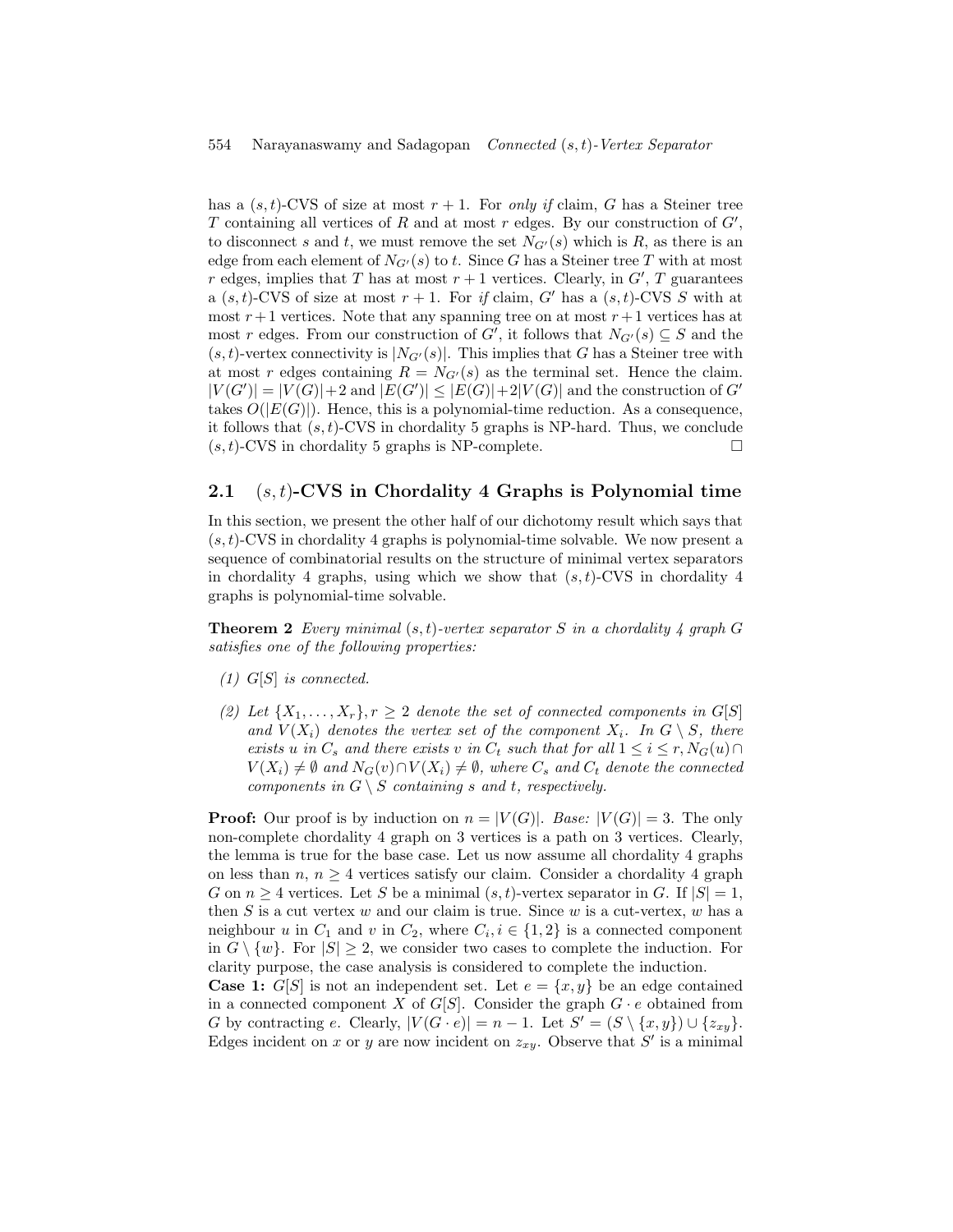has a $(s,t)$-CVS of size at most $r+1$. For *only if* claim, $G$ has a Steiner tree $T$ containing all vertices of $R$ and at most $r$ edges. By our construction of $G'$, to disconnect $s$ and $t$, we must remove the set $N_{G'}(s)$ which is $R$, as there is an edge from each element of $N_{G'}(s)$ to $t$. Since $G$ has a Steiner tree $T$ with at most $r$ edges, implies that $T$ has at most $r+1$ vertices. Clearly, in $G'$, $T$ guarantees a $(s,t)$-CVS of size at most $r+1$. For *if* claim, $G'$ has a $(s,t)$-CVS $S$ with at most $r+1$ vertices. Note that any spanning tree on at most $r+1$ vertices has at most $r$ edges. From our construction of $G'$, it follows that $N_{G'}(s) \subseteq S$ and the $(s,t)$-vertex connectivity is $|N_{G'}(s)|$. This implies that $G$ has a Steiner tree with at most $r$ edges containing $R = N_{G'}(s)$ as the terminal set. Hence the claim. $|V(G')| = |V(G)|+2$ and $|E(G')| \leq |E(G)|+2|V(G)|$ and the construction of $G'$ takes $O(|E(G)|)$. Hence, this is a polynomial-time reduction. As a consequence, it follows that $(s,t)$-CVS in chordality 5 graphs is NP-hard. Thus, we conclude $(s,t)$-CVS in chordality 5 graphs is NP-complete. □

## 2.1 $(s,t)$-CVS in Chordality 4 Graphs is Polynomial time

In this section, we present the other half of our dichotomy result which says that $(s,t)$-CVS in chordality 4 graphs is polynomial-time solvable. We now present a sequence of combinatorial results on the structure of minimal vertex separators in chordality 4 graphs, using which we show that $(s,t)$-CVS in chordality 4 graphs is polynomial-time solvable.

**Theorem 2** *Every minimal $(s,t)$-vertex separator $S$ in a chordality 4 graph $G$ satisfies one of the following properties:*

*(1) $G[S]$ is connected.*

*(2) Let $\{X_1,\ldots,X_r\}, r \geq 2$ denote the set of connected components in $G[S]$ and $V(X_i)$ denotes the vertex set of the component $X_i$. In $G \setminus S$, there exists $u$ in $C_s$ and there exists $v$ in $C_t$ such that for all $1 \leq i \leq r, N_G(u) \cap V(X_i) \neq \emptyset$ and $N_G(v) \cap V(X_i) \neq \emptyset$, where $C_s$ and $C_t$ denote the connected components in $G \setminus S$ containing $s$ and $t$, respectively.*

**Proof:** Our proof is by induction on $n = |V(G)|$. *Base:* $|V(G)| = 3$. The only non-complete chordality 4 graph on 3 vertices is a path on 3 vertices. Clearly, the lemma is true for the base case. Let us now assume all chordality 4 graphs on less than $n$, $n \geq 4$ vertices satisfy our claim. Consider a chordality 4 graph $G$ on $n \geq 4$ vertices. Let $S$ be a minimal $(s,t)$-vertex separator in $G$. If $|S| = 1$, then $S$ is a cut vertex $w$ and our claim is true. Since $w$ is a cut-vertex, $w$ has a neighbour $u$ in $C_1$ and $v$ in $C_2$, where $C_i, i \in \{1,2\}$ is a connected component in $G \setminus \{w\}$. For $|S| \geq 2$, we consider two cases to complete the induction. For clarity purpose, the case analysis is considered to complete the induction.
**Case 1:** $G[S]$ is not an independent set. Let $e = \{x,y\}$ be an edge contained in a connected component $X$ of $G[S]$. Consider the graph $G \cdot e$ obtained from $G$ by contracting $e$. Clearly, $|V(G \cdot e)| = n-1$. Let $S' = (S \setminus \{x,y\}) \cup \{z_{xy}\}$. Edges incident on $x$ or $y$ are now incident on $z_{xy}$. Observe that $S'$ is a minimal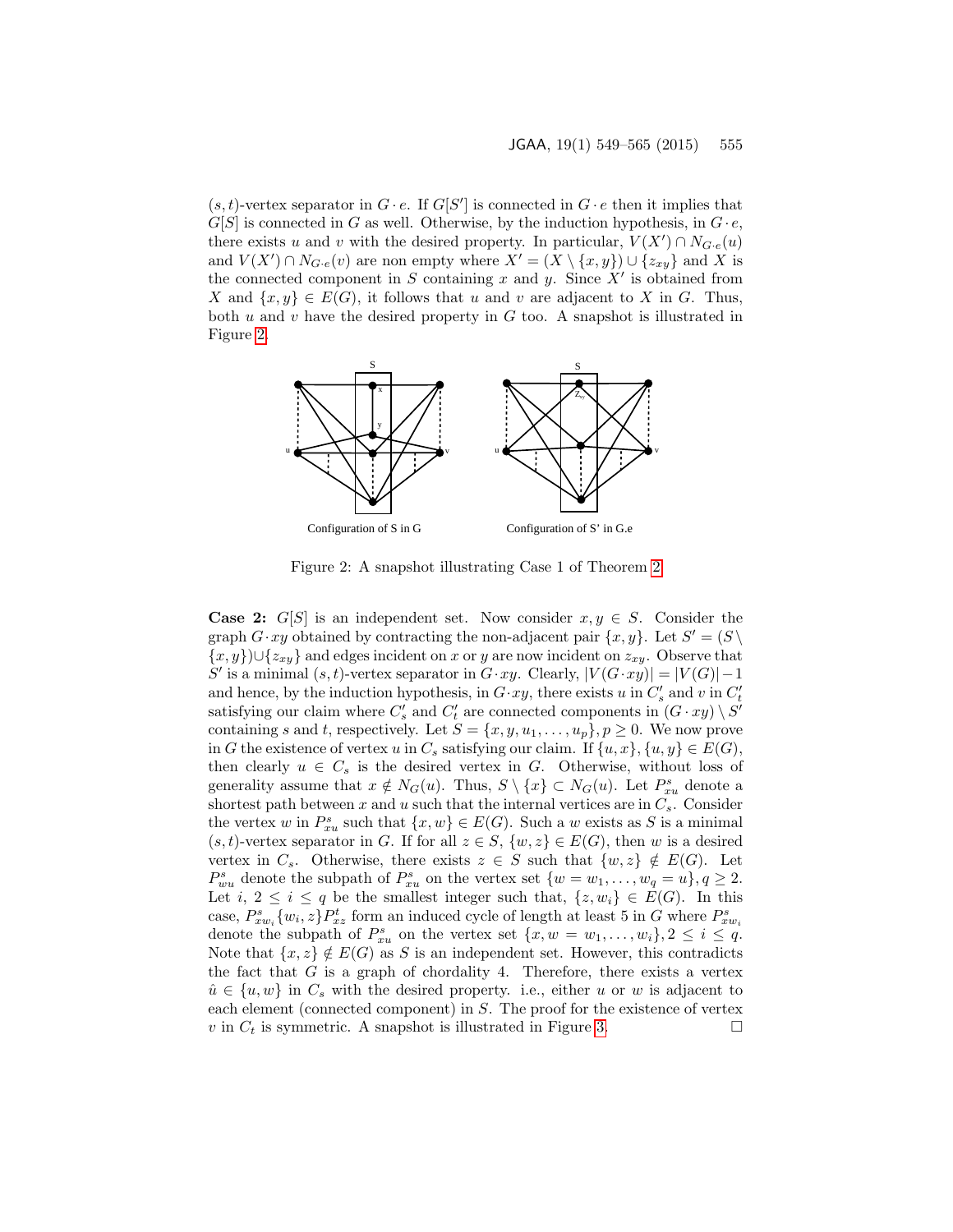$(s,t)$-vertex separator in $G \cdot e$. If $G[S']$ is connected in $G \cdot e$ then it implies that $G[S]$ is connected in $G$ as well. Otherwise, by the induction hypothesis, in $G \cdot e$, there exists $u$ and $v$ with the desired property. In particular, $V(X') \cap N_{G \cdot e}(u)$ and $V(X') \cap N_{G \cdot e}(v)$ are non empty where $X' = (X \setminus \{x,y\}) \cup \{z_{xy}\}$ and $X$ is the connected component in $S$ containing $x$ and $y$. Since $X'$ is obtained from $X$ and $\{x,y\} \in E(G)$, it follows that $u$ and $v$ are adjacent to $X$ in $G$. Thus, both $u$ and $v$ have the desired property in $G$ too. A snapshot is illustrated in Figure 2.

Configuration of S in G    Configuration of S' in G.e

Figure 2: A snapshot illustrating Case 1 of Theorem 2

**Case 2:** $G[S]$ is an independent set. Now consider $x, y \in S$. Consider the graph $G \cdot xy$ obtained by contracting the non-adjacent pair $\{x,y\}$. Let $S' = (S \setminus \{x,y\}) \cup \{z_{xy}\}$ and edges incident on $x$ or $y$ are now incident on $z_{xy}$. Observe that $S'$ is a minimal $(s,t)$-vertex separator in $G \cdot xy$. Clearly, $|V(G \cdot xy)| = |V(G)| - 1$ and hence, by the induction hypothesis, in $G \cdot xy$, there exists $u$ in $C'_s$ and $v$ in $C'_t$ satisfying our claim where $C'_s$ and $C'_t$ are connected components in $(G \cdot xy) \setminus S'$ containing $s$ and $t$, respectively. Let $S = \{x, y, u_1, \ldots, u_p\}, p \geq 0$. We now prove in $G$ the existence of vertex $u$ in $C_s$ satisfying our claim. If $\{u,x\}, \{u,y\} \in E(G)$, then clearly $u \in C_s$ is the desired vertex in $G$. Otherwise, without loss of generality assume that $x \notin N_G(u)$. Thus, $S \setminus \{x\} \subset N_G(u)$. Let $P^s_{xu}$ denote a shortest path between $x$ and $u$ such that the internal vertices are in $C_s$. Consider the vertex $w$ in $P^s_{xu}$ such that $\{x,w\} \in E(G)$. Such a $w$ exists as $S$ is a minimal $(s,t)$-vertex separator in $G$. If for all $z \in S$, $\{w,z\} \in E(G)$, then $w$ is a desired vertex in $C_s$. Otherwise, there exists $z \in S$ such that $\{w,z\} \notin E(G)$. Let $P^s_{wu}$ denote the subpath of $P^s_{xu}$ on the vertex set $\{w = w_1, \ldots, w_q = u\}, q \geq 2$. Let $i$, $2 \leq i \leq q$ be the smallest integer such that, $\{z, w_i\} \in E(G)$. In this case, $P^s_{xw_i}\{w_i, z\}P^t_{xz}$ form an induced cycle of length at least 5 in $G$ where $P^s_{xw_i}$ denote the subpath of $P^s_{xu}$ on the vertex set $\{x, w = w_1, \ldots, w_i\}, 2 \leq i \leq q$. Note that $\{x,z\} \notin E(G)$ as $S$ is an independent set. However, this contradicts the fact that $G$ is a graph of chordality 4. Therefore, there exists a vertex $\hat{u} \in \{u, w\}$ in $C_s$ with the desired property. i.e., either $u$ or $w$ is adjacent to each element (connected component) in $S$. The proof for the existence of vertex $v$ in $C_t$ is symmetric. A snapshot is illustrated in Figure 3. □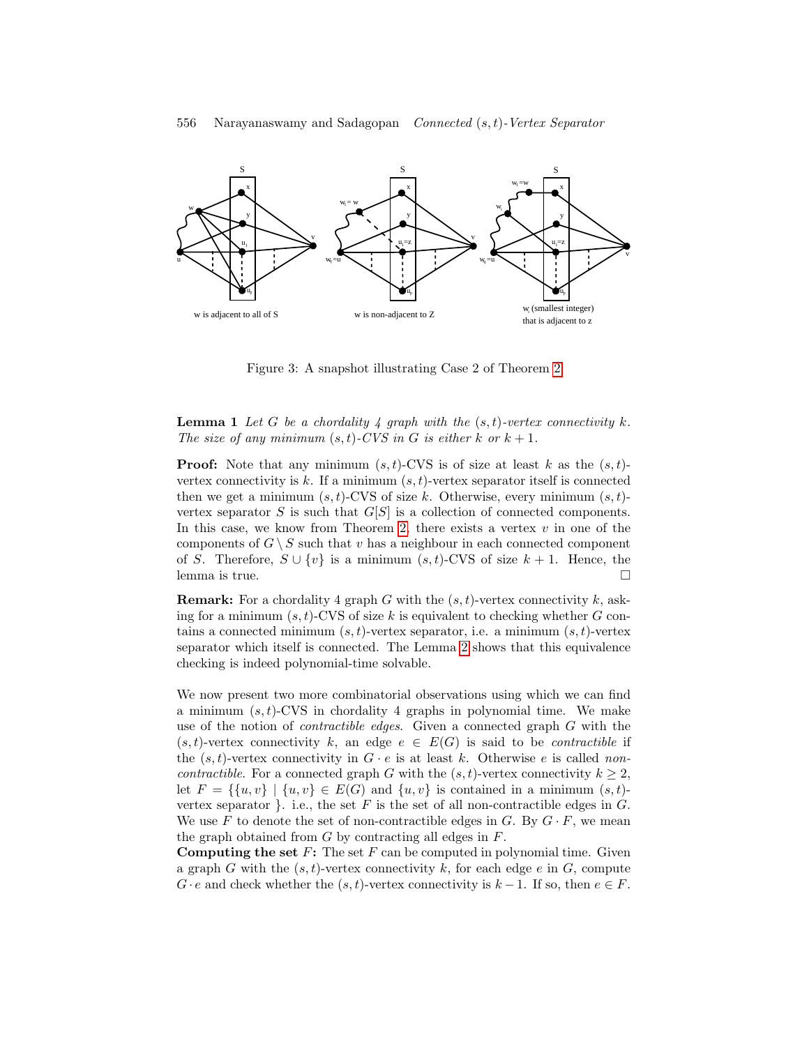Figure 3: A snapshot illustrating Case 2 of Theorem 2

**Lemma 1** *Let $G$ be a chordality 4 graph with the $(s,t)$-vertex connectivity $k$. The size of any minimum $(s,t)$-CVS in $G$ is either $k$ or $k+1$.*

**Proof:** Note that any minimum $(s,t)$-CVS is of size at least $k$ as the $(s,t)$-vertex connectivity is $k$. If a minimum $(s,t)$-vertex separator itself is connected then we get a minimum $(s,t)$-CVS of size $k$. Otherwise, every minimum $(s,t)$-vertex separator $S$ is such that $G[S]$ is a collection of connected components. In this case, we know from Theorem 2, there exists a vertex $v$ in one of the components of $G \setminus S$ such that $v$ has a neighbour in each connected component of $S$. Therefore, $S \cup \{v\}$ is a minimum $(s,t)$-CVS of size $k+1$. Hence, the lemma is true. $\square$

**Remark:** For a chordality 4 graph $G$ with the $(s,t)$-vertex connectivity $k$, asking for a minimum $(s,t)$-CVS of size $k$ is equivalent to checking whether $G$ contains a connected minimum $(s,t)$-vertex separator, i.e. a minimum $(s,t)$-vertex separator which itself is connected. The Lemma 2 shows that this equivalence checking is indeed polynomial-time solvable.

We now present two more combinatorial observations using which we can find a minimum $(s,t)$-CVS in chordality 4 graphs in polynomial time. We make use of the notion of *contractible edges*. Given a connected graph $G$ with the $(s,t)$-vertex connectivity $k$, an edge $e \in E(G)$ is said to be *contractible* if the $(s,t)$-vertex connectivity in $G \cdot e$ is at least $k$. Otherwise $e$ is called *non-contractible*. For a connected graph $G$ with the $(s,t)$-vertex connectivity $k \geq 2$, let $F = \{\{u,v\} \mid \{u,v\} \in E(G)$ and $\{u,v\}$ is contained in a minimum $(s,t)$-vertex separator $\}$. i.e., the set $F$ is the set of all non-contractible edges in $G$. We use $F$ to denote the set of non-contractible edges in $G$. By $G \cdot F$, we mean the graph obtained from $G$ by contracting all edges in $F$.

**Computing the set $F$:** The set $F$ can be computed in polynomial time. Given a graph $G$ with the $(s,t)$-vertex connectivity $k$, for each edge $e$ in $G$, compute $G \cdot e$ and check whether the $(s,t)$-vertex connectivity is $k-1$. If so, then $e \in F$.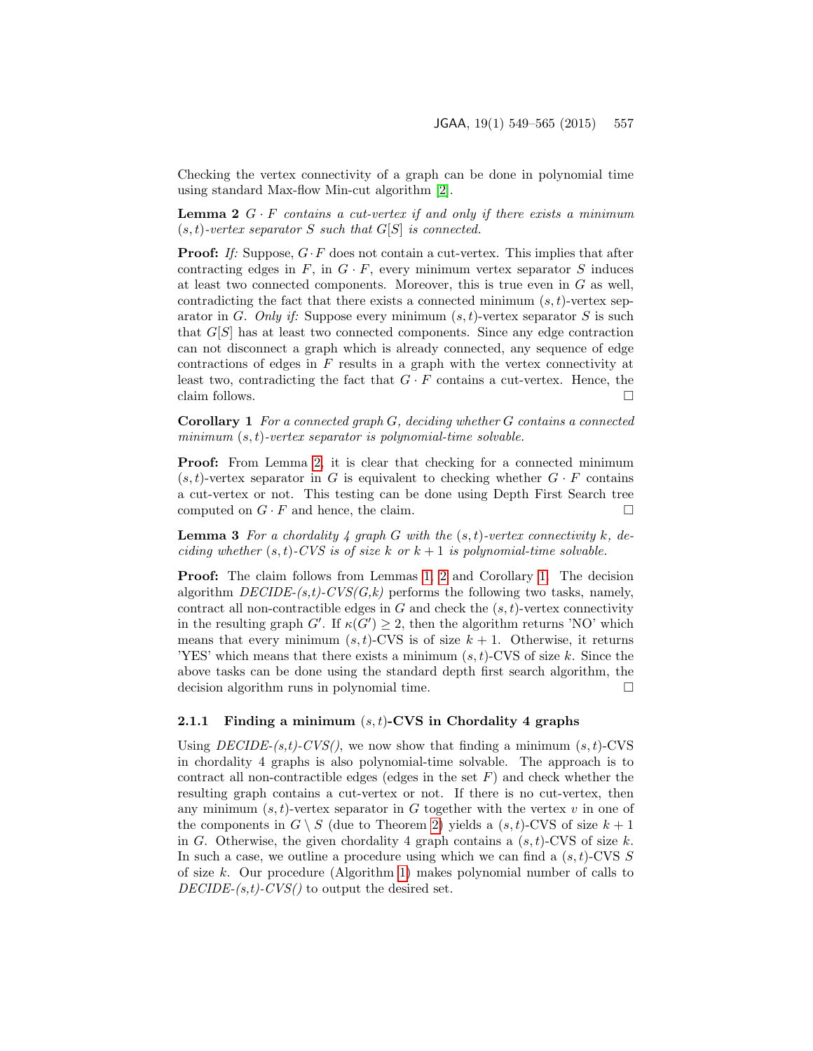Checking the vertex connectivity of a graph can be done in polynomial time using standard Max-flow Min-cut algorithm [2].

**Lemma 2** *$G \cdot F$ contains a cut-vertex if and only if there exists a minimum $(s,t)$-vertex separator $S$ such that $G[S]$ is connected.*

**Proof:** *If:* Suppose, $G \cdot F$ does not contain a cut-vertex. This implies that after contracting edges in $F$, in $G \cdot F$, every minimum vertex separator $S$ induces at least two connected components. Moreover, this is true even in $G$ as well, contradicting the fact that there exists a connected minimum $(s,t)$-vertex separator in $G$. *Only if:* Suppose every minimum $(s,t)$-vertex separator $S$ is such that $G[S]$ has at least two connected components. Since any edge contraction can not disconnect a graph which is already connected, any sequence of edge contractions of edges in $F$ results in a graph with the vertex connectivity at least two, contradicting the fact that $G \cdot F$ contains a cut-vertex. Hence, the claim follows. □

**Corollary 1** *For a connected graph $G$, deciding whether $G$ contains a connected minimum $(s,t)$-vertex separator is polynomial-time solvable.*

**Proof:** From Lemma 2, it is clear that checking for a connected minimum $(s,t)$-vertex separator in $G$ is equivalent to checking whether $G \cdot F$ contains a cut-vertex or not. This testing can be done using Depth First Search tree computed on $G \cdot F$ and hence, the claim. □

**Lemma 3** *For a chordality 4 graph $G$ with the $(s,t)$-vertex connectivity $k$, deciding whether $(s,t)$-CVS is of size $k$ or $k+1$ is polynomial-time solvable.*

**Proof:** The claim follows from Lemmas 1, 2 and Corollary 1. The decision algorithm *DECIDE-(s,t)-CVS(G,k)* performs the following two tasks, namely, contract all non-contractible edges in $G$ and check the $(s,t)$-vertex connectivity in the resulting graph $G'$. If $\kappa(G') \geq 2$, then the algorithm returns 'NO' which means that every minimum $(s,t)$-CVS is of size $k+1$. Otherwise, it returns 'YES' which means that there exists a minimum $(s,t)$-CVS of size $k$. Since the above tasks can be done using the standard depth first search algorithm, the decision algorithm runs in polynomial time. □

### 2.1.1 Finding a minimum $(s,t)$-CVS in Chordality 4 graphs

Using *DECIDE-(s,t)-CVS()*, we now show that finding a minimum $(s,t)$-CVS in chordality 4 graphs is also polynomial-time solvable. The approach is to contract all non-contractible edges (edges in the set $F$) and check whether the resulting graph contains a cut-vertex or not. If there is no cut-vertex, then any minimum $(s,t)$-vertex separator in $G$ together with the vertex $v$ in one of the components in $G \setminus S$ (due to Theorem 2) yields a $(s,t)$-CVS of size $k+1$ in $G$. Otherwise, the given chordality 4 graph contains a $(s,t)$-CVS of size $k$. In such a case, we outline a procedure using which we can find a $(s,t)$-CVS $S$ of size $k$. Our procedure (Algorithm 1) makes polynomial number of calls to *DECIDE-(s,t)-CVS()* to output the desired set.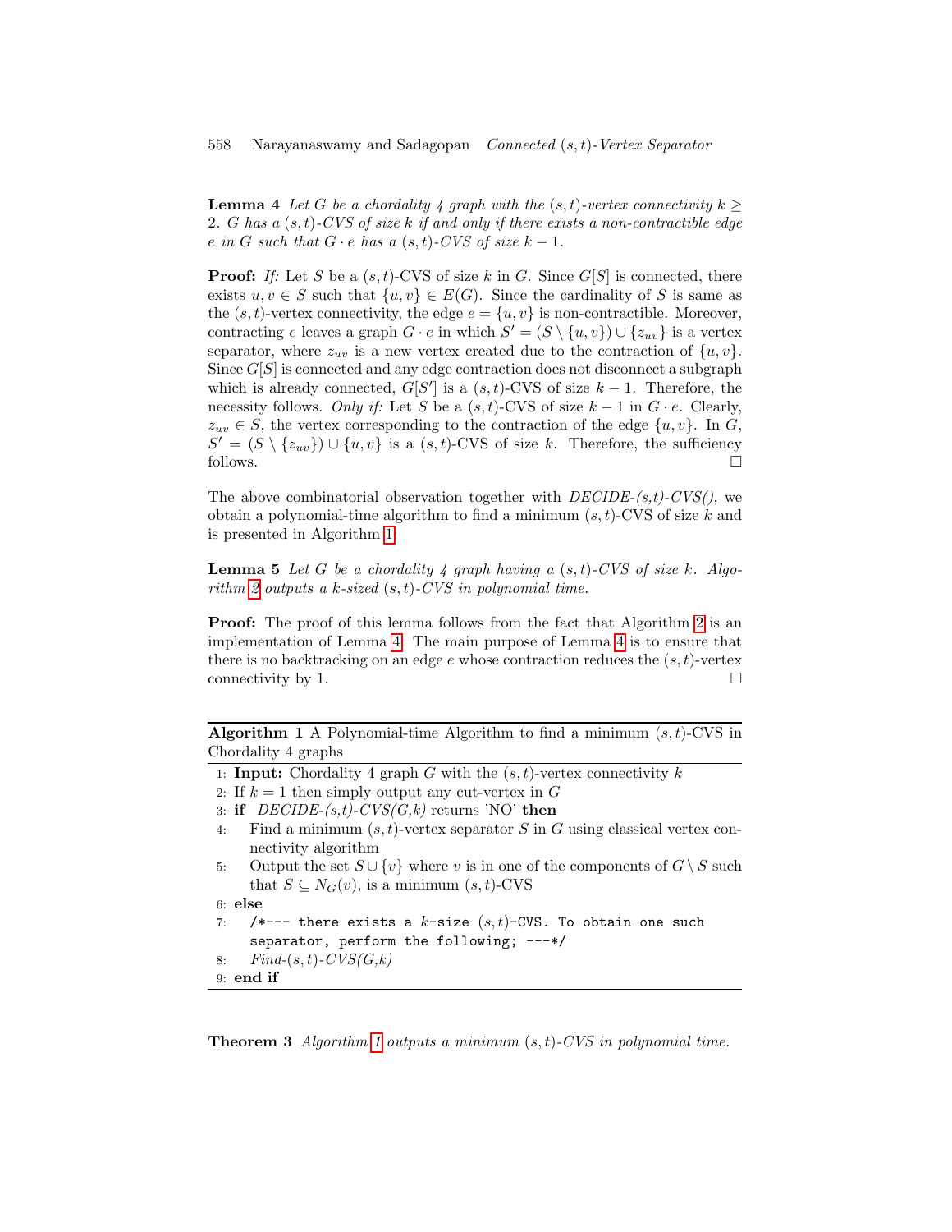**Lemma 4** *Let $G$ be a chordality 4 graph with the $(s,t)$-vertex connectivity $k \geq 2$. $G$ has a $(s,t)$-CVS of size $k$ if and only if there exists a non-contractible edge $e$ in $G$ such that $G \cdot e$ has a $(s,t)$-CVS of size $k-1$.*

**Proof:** *If:* Let $S$ be a $(s,t)$-CVS of size $k$ in $G$. Since $G[S]$ is connected, there exists $u, v \in S$ such that $\{u, v\} \in E(G)$. Since the cardinality of $S$ is same as the $(s,t)$-vertex connectivity, the edge $e = \{u, v\}$ is non-contractible. Moreover, contracting $e$ leaves a graph $G \cdot e$ in which $S' = (S \setminus \{u, v\}) \cup \{z_{uv}\}$ is a vertex separator, where $z_{uv}$ is a new vertex created due to the contraction of $\{u, v\}$. Since $G[S]$ is connected and any edge contraction does not disconnect a subgraph which is already connected, $G[S']$ is a $(s,t)$-CVS of size $k-1$. Therefore, the necessity follows. *Only if:* Let $S$ be a $(s,t)$-CVS of size $k-1$ in $G \cdot e$. Clearly, $z_{uv} \in S$, the vertex corresponding to the contraction of the edge $\{u, v\}$. In $G$, $S' = (S \setminus \{z_{uv}\}) \cup \{u, v\}$ is a $(s,t)$-CVS of size $k$. Therefore, the sufficiency follows. □

The above combinatorial observation together with *DECIDE-(s,t)-CVS()*, we obtain a polynomial-time algorithm to find a minimum $(s,t)$-CVS of size $k$ and is presented in Algorithm 1.

**Lemma 5** *Let $G$ be a chordality 4 graph having a $(s,t)$-CVS of size $k$. Algorithm 2 outputs a $k$-sized $(s,t)$-CVS in polynomial time.*

**Proof:** The proof of this lemma follows from the fact that Algorithm 2 is an implementation of Lemma 4. The main purpose of Lemma 4 is to ensure that there is no backtracking on an edge $e$ whose contraction reduces the $(s,t)$-vertex connectivity by 1. □

**Algorithm 1** A Polynomial-time Algorithm to find a minimum $(s,t)$-CVS in Chordality 4 graphs

1: **Input:** Chordality 4 graph $G$ with the $(s,t)$-vertex connectivity $k$
2: If $k = 1$ then simply output any cut-vertex in $G$
3: **if** *DECIDE-(s,t)-CVS(G,k)* returns 'NO' **then**
4: &nbsp;&nbsp;&nbsp;&nbsp;Find a minimum $(s,t)$-vertex separator $S$ in $G$ using classical vertex connectivity algorithm
5: &nbsp;&nbsp;&nbsp;&nbsp;Output the set $S \cup \{v\}$ where $v$ is in one of the components of $G \setminus S$ such that $S \subseteq N_G(v)$, is a minimum $(s,t)$-CVS
6: **else**
7: &nbsp;&nbsp;&nbsp;&nbsp;`/*--- there exists a k-size (s,t)-CVS. To obtain one such separator, perform the following; ---*/`
8: &nbsp;&nbsp;&nbsp;&nbsp;*Find-$(s,t)$-CVS(G,k)*
9: **end if**

**Theorem 3** *Algorithm 1 outputs a minimum $(s,t)$-CVS in polynomial time.*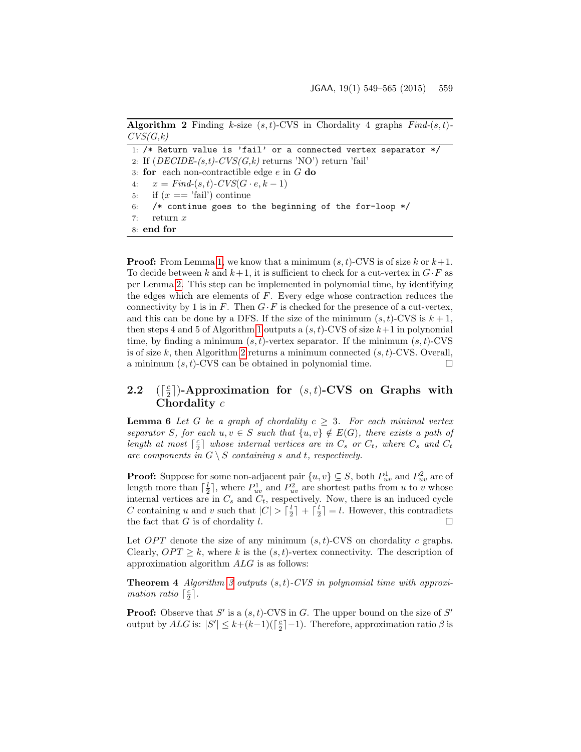**Algorithm 2** Finding $k$-size $(s,t)$-CVS in Chordality 4 graphs *Find-(s,t)-CVS(G,k)*

```
1: /* Return value is 'fail' or a connected vertex separator */
2: If (DECIDE-(s,t)-CVS(G,k) returns 'NO') return 'fail'
3: for each non-contractible edge e in G do
4:     x = Find-(s,t)-CVS(G · e, k − 1)
5:     if (x == 'fail') continue
6:     /* continue goes to the beginning of the for-loop */
7:     return x
8: end for
```

**Proof:** From Lemma 1, we know that a minimum $(s,t)$-CVS is of size $k$ or $k+1$. To decide between $k$ and $k+1$, it is sufficient to check for a cut-vertex in $G \cdot F$ as per Lemma 2. This step can be implemented in polynomial time, by identifying the edges which are elements of $F$. Every edge whose contraction reduces the connectivity by 1 is in $F$. Then $G \cdot F$ is checked for the presence of a cut-vertex, and this can be done by a DFS. If the size of the minimum $(s,t)$-CVS is $k+1$, then steps 4 and 5 of Algorithm 1 outputs a $(s,t)$-CVS of size $k+1$ in polynomial time, by finding a minimum $(s,t)$-vertex separator. If the minimum $(s,t)$-CVS is of size $k$, then Algorithm 2 returns a minimum connected $(s,t)$-CVS. Overall, a minimum $(s,t)$-CVS can be obtained in polynomial time. □

## 2.2 $(\lceil \frac{c}{2} \rceil)$-Approximation for $(s,t)$-CVS on Graphs with Chordality $c$

**Lemma 6** *Let $G$ be a graph of chordality $c \geq 3$. For each minimal vertex separator $S$, for each $u,v \in S$ such that $\{u,v\} \notin E(G)$, there exists a path of length at most $\lceil \frac{c}{2} \rceil$ whose internal vertices are in $C_s$ or $C_t$, where $C_s$ and $C_t$ are components in $G \setminus S$ containing $s$ and $t$, respectively.*

**Proof:** Suppose for some non-adjacent pair $\{u,v\} \subseteq S$, both $P^1_{uv}$ and $P^2_{uv}$ are of length more than $\lceil \frac{l}{2} \rceil$, where $P^1_{uv}$ and $P^2_{uv}$ are shortest paths from $u$ to $v$ whose internal vertices are in $C_s$ and $C_t$, respectively. Now, there is an induced cycle $C$ containing $u$ and $v$ such that $|C| > \lceil \frac{l}{2} \rceil + \lceil \frac{l}{2} \rceil = l$. However, this contradicts the fact that $G$ is of chordality $l$. □

Let $OPT$ denote the size of any minimum $(s,t)$-CVS on chordality $c$ graphs. Clearly, $OPT \geq k$, where $k$ is the $(s,t)$-vertex connectivity. The description of approximation algorithm $ALG$ is as follows:

**Theorem 4** *Algorithm 3 outputs $(s,t)$-CVS in polynomial time with approximation ratio $\lceil \frac{c}{2} \rceil$.*

**Proof:** Observe that $S'$ is a $(s,t)$-CVS in $G$. The upper bound on the size of $S'$ output by $ALG$ is: $|S'| \leq k+(k-1)(\lceil \frac{c}{2} \rceil - 1)$. Therefore, approximation ratio $\beta$ is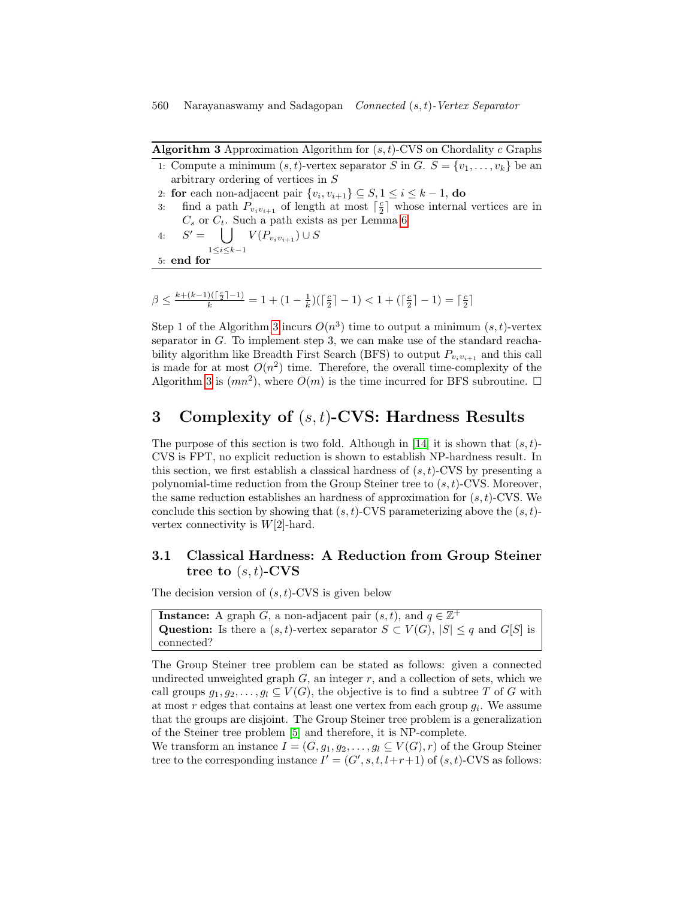**Algorithm 3** Approximation Algorithm for $(s,t)$-CVS on Chordality $c$ Graphs

1: Compute a minimum $(s,t)$-vertex separator $S$ in $G$. $S = \{v_1, \ldots, v_k\}$ be an arbitrary ordering of vertices in $S$
2: **for** each non-adjacent pair $\{v_i, v_{i+1}\} \subseteq S, 1 \leq i \leq k-1$, **do**
3: find a path $P_{v_i v_{i+1}}$ of length at most $\lceil \frac{c}{2} \rceil$ whose internal vertices are in $C_s$ or $C_t$. Such a path exists as per Lemma 6
4: $S' = \bigcup_{1 \leq i \leq k-1} V(P_{v_i v_{i+1}}) \cup S$
5: **end for**

$\beta \leq \frac{k+(k-1)(\lceil \frac{c}{2} \rceil - 1)}{k} = 1 + (1 - \frac{1}{k})(\lceil \frac{c}{2} \rceil - 1) < 1 + (\lceil \frac{c}{2} \rceil - 1) = \lceil \frac{c}{2} \rceil$

Step 1 of the Algorithm 3 incurs $O(n^3)$ time to output a minimum $(s,t)$-vertex separator in $G$. To implement step 3, we can make use of the standard reachability algorithm like Breadth First Search (BFS) to output $P_{v_i v_{i+1}}$ and this call is made for at most $O(n^2)$ time. Therefore, the overall time-complexity of the Algorithm 3 is $(mn^2)$, where $O(m)$ is the time incurred for BFS subroutine. □

# 3 Complexity of $(s,t)$-CVS: Hardness Results

The purpose of this section is two fold. Although in [14] it is shown that $(s,t)$-CVS is FPT, no explicit reduction is shown to establish NP-hardness result. In this section, we first establish a classical hardness of $(s,t)$-CVS by presenting a polynomial-time reduction from the Group Steiner tree to $(s,t)$-CVS. Moreover, the same reduction establishes an hardness of approximation for $(s,t)$-CVS. We conclude this section by showing that $(s,t)$-CVS parameterizing above the $(s,t)$-vertex connectivity is $W[2]$-hard.

## 3.1 Classical Hardness: A Reduction from Group Steiner tree to $(s,t)$-CVS

The decision version of $(s,t)$-CVS is given below

**Instance:** A graph $G$, a non-adjacent pair $(s,t)$, and $q \in \mathbb{Z}^+$
**Question:** Is there a $(s,t)$-vertex separator $S \subset V(G)$, $|S| \leq q$ and $G[S]$ is connected?

The Group Steiner tree problem can be stated as follows: given a connected undirected unweighted graph $G$, an integer $r$, and a collection of sets, which we call groups $g_1, g_2, \ldots, g_l \subseteq V(G)$, the objective is to find a subtree $T$ of $G$ with at most $r$ edges that contains at least one vertex from each group $g_i$. We assume that the groups are disjoint. The Group Steiner tree problem is a generalization of the Steiner tree problem [5] and therefore, it is NP-complete.
We transform an instance $I = (G, g_1, g_2, \ldots, g_l \subseteq V(G), r)$ of the Group Steiner tree to the corresponding instance $I' = (G', s, t, l+r+1)$ of $(s,t)$-CVS as follows: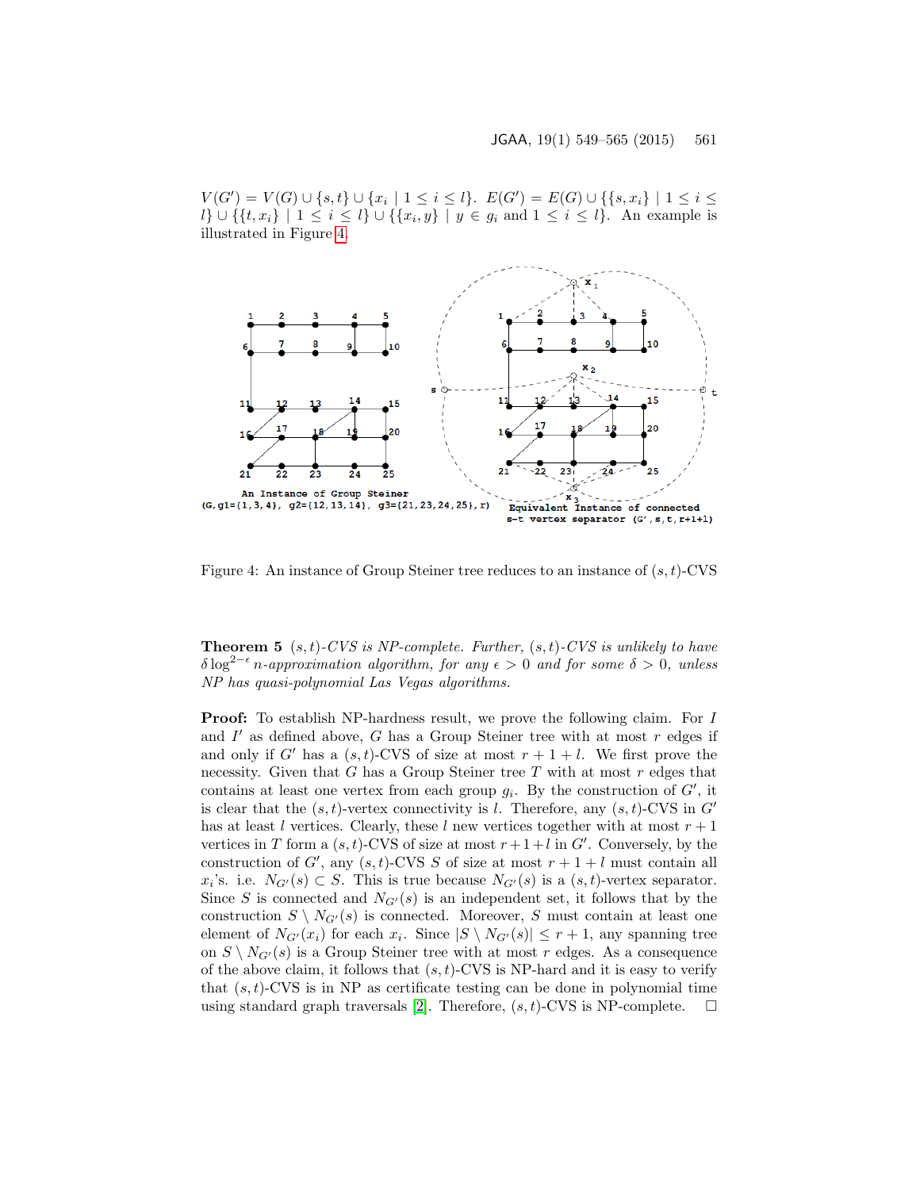$V(G') = V(G) \cup \{s,t\} \cup \{x_i \mid 1 \le i \le l\}$. $E(G') = E(G) \cup \{\{s,x_i\} \mid 1 \le i \le l\} \cup \{\{t,x_i\} \mid 1 \le i \le l\} \cup \{\{x_i,y\} \mid y \in g_i \text{ and } 1 \le i \le l\}$. An example is illustrated in Figure 4.

An Instance of Group Steiner $(G, g1=\{1,3,4\},\ g2=\{12,13,14\},\ g3=\{21,23,24,25\}, r)$

Equivalent Instance of connected s-t vertex separator $(G', s, t, r+1+l)$

Figure 4: An instance of Group Steiner tree reduces to an instance of $(s,t)$-CVS

**Theorem 5** *$(s,t)$-CVS is NP-complete. Further, $(s,t)$-CVS is unlikely to have $\delta \log^{2-\epsilon} n$-approximation algorithm, for any $\epsilon > 0$ and for some $\delta > 0$, unless NP has quasi-polynomial Las Vegas algorithms.*

**Proof:** To establish NP-hardness result, we prove the following claim. For $I$ and $I'$ as defined above, $G$ has a Group Steiner tree with at most $r$ edges if and only if $G'$ has a $(s,t)$-CVS of size at most $r+1+l$. We first prove the necessity. Given that $G$ has a Group Steiner tree $T$ with at most $r$ edges that contains at least one vertex from each group $g_i$. By the construction of $G'$, it is clear that the $(s,t)$-vertex connectivity is $l$. Therefore, any $(s,t)$-CVS in $G'$ has at least $l$ vertices. Clearly, these $l$ new vertices together with at most $r+1$ vertices in $T$ form a $(s,t)$-CVS of size at most $r+1+l$ in $G'$. Conversely, by the construction of $G'$, any $(s,t)$-CVS $S$ of size at most $r+1+l$ must contain all $x_i$'s. i.e. $N_{G'}(s) \subset S$. This is true because $N_{G'}(s)$ is a $(s,t)$-vertex separator. Since $S$ is connected and $N_{G'}(s)$ is an independent set, it follows that by the construction $S \setminus N_{G'}(s)$ is connected. Moreover, $S$ must contain at least one element of $N_{G'}(x_i)$ for each $x_i$. Since $|S \setminus N_{G'}(s)| \le r+1$, any spanning tree on $S \setminus N_{G'}(s)$ is a Group Steiner tree with at most $r$ edges. As a consequence of the above claim, it follows that $(s,t)$-CVS is NP-hard and it is easy to verify that $(s,t)$-CVS is in NP as certificate testing can be done in polynomial time using standard graph traversals [2]. Therefore, $(s,t)$-CVS is NP-complete. $\square$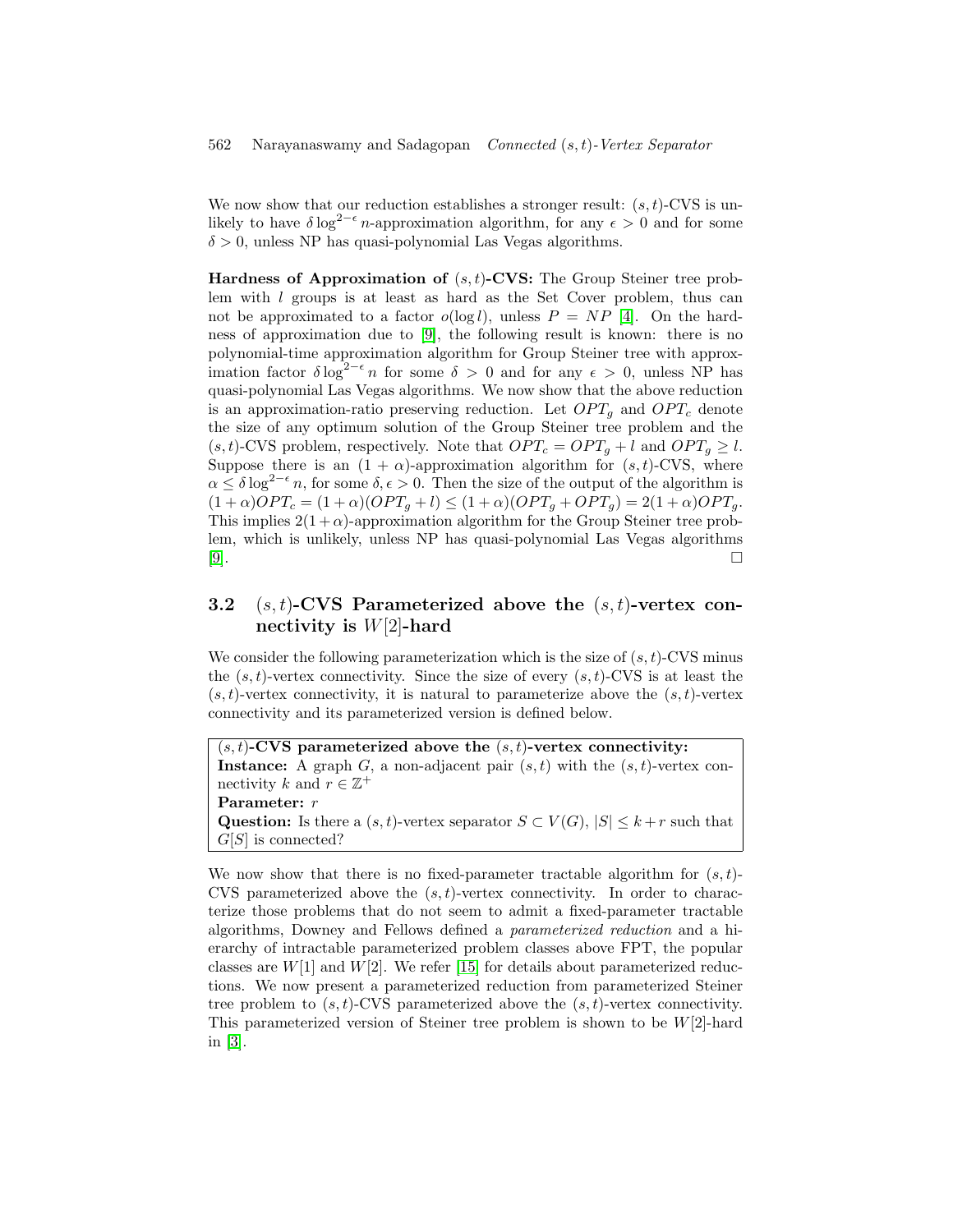We now show that our reduction establishes a stronger result: $(s,t)$-CVS is unlikely to have $\delta \log^{2-\epsilon} n$-approximation algorithm, for any $\epsilon > 0$ and for some $\delta > 0$, unless NP has quasi-polynomial Las Vegas algorithms.

**Hardness of Approximation of $(s,t)$-CVS:** The Group Steiner tree problem with $l$ groups is at least as hard as the Set Cover problem, thus can not be approximated to a factor $o(\log l)$, unless $P = NP$ [4]. On the hardness of approximation due to [9], the following result is known: there is no polynomial-time approximation algorithm for Group Steiner tree with approximation factor $\delta \log^{2-\epsilon} n$ for some $\delta > 0$ and for any $\epsilon > 0$, unless NP has quasi-polynomial Las Vegas algorithms. We now show that the above reduction is an approximation-ratio preserving reduction. Let $OPT_g$ and $OPT_c$ denote the size of any optimum solution of the Group Steiner tree problem and the $(s,t)$-CVS problem, respectively. Note that $OPT_c = OPT_g + l$ and $OPT_g \geq l$. Suppose there is an $(1+\alpha)$-approximation algorithm for $(s,t)$-CVS, where $\alpha \leq \delta \log^{2-\epsilon} n$, for some $\delta, \epsilon > 0$. Then the size of the output of the algorithm is $(1+\alpha)OPT_c = (1+\alpha)(OPT_g + l) \leq (1+\alpha)(OPT_g + OPT_g) = 2(1+\alpha)OPT_g$. This implies $2(1+\alpha)$-approximation algorithm for the Group Steiner tree problem, which is unlikely, unless NP has quasi-polynomial Las Vegas algorithms [9]. □

### 3.2 $(s,t)$-CVS Parameterized above the $(s,t)$-vertex connectivity is $W[2]$-hard

We consider the following parameterization which is the size of $(s,t)$-CVS minus the $(s,t)$-vertex connectivity. Since the size of every $(s,t)$-CVS is at least the $(s,t)$-vertex connectivity, it is natural to parameterize above the $(s,t)$-vertex connectivity and its parameterized version is defined below.

**$(s,t)$-CVS parameterized above the $(s,t)$-vertex connectivity:**
**Instance:** A graph $G$, a non-adjacent pair $(s,t)$ with the $(s,t)$-vertex connectivity $k$ and $r \in \mathbb{Z}^+$
**Parameter:** $r$
**Question:** Is there a $(s,t)$-vertex separator $S \subset V(G)$, $|S| \leq k + r$ such that $G[S]$ is connected?

We now show that there is no fixed-parameter tractable algorithm for $(s,t)$-CVS parameterized above the $(s,t)$-vertex connectivity. In order to characterize those problems that do not seem to admit a fixed-parameter tractable algorithms, Downey and Fellows defined a *parameterized reduction* and a hierarchy of intractable parameterized problem classes above FPT, the popular classes are $W[1]$ and $W[2]$. We refer [15] for details about parameterized reductions. We now present a parameterized reduction from parameterized Steiner tree problem to $(s,t)$-CVS parameterized above the $(s,t)$-vertex connectivity. This parameterized version of Steiner tree problem is shown to be $W[2]$-hard in [3].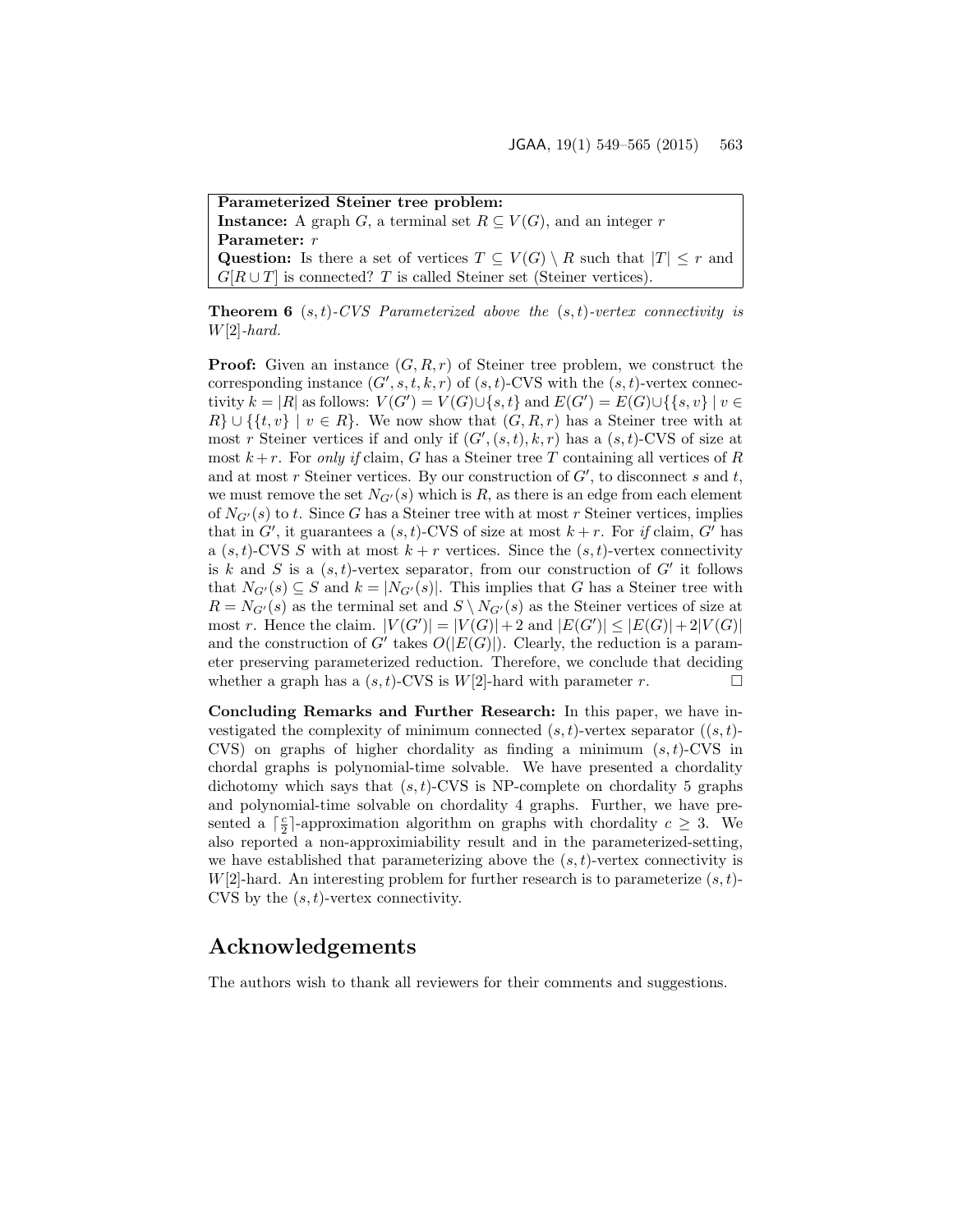**Parameterized Steiner tree problem:**
**Instance:** A graph $G$, a terminal set $R \subseteq V(G)$, and an integer $r$
**Parameter:** $r$
**Question:** Is there a set of vertices $T \subseteq V(G) \setminus R$ such that $|T| \leq r$ and $G[R \cup T]$ is connected? $T$ is called Steiner set (Steiner vertices).

**Theorem 6** *$(s,t)$-CVS Parameterized above the $(s,t)$-vertex connectivity is $W[2]$-hard.*

**Proof:** Given an instance $(G, R, r)$ of Steiner tree problem, we construct the corresponding instance $(G', s, t, k, r)$ of $(s,t)$-CVS with the $(s,t)$-vertex connectivity $k = |R|$ as follows: $V(G') = V(G) \cup \{s, t\}$ and $E(G') = E(G) \cup \{\{s, v\} \mid v \in R\} \cup \{\{t, v\} \mid v \in R\}$. We now show that $(G, R, r)$ has a Steiner tree with at most $r$ Steiner vertices if and only if $(G', (s,t), k, r)$ has a $(s,t)$-CVS of size at most $k + r$. For *only if* claim, $G$ has a Steiner tree $T$ containing all vertices of $R$ and at most $r$ Steiner vertices. By our construction of $G'$, to disconnect $s$ and $t$, we must remove the set $N_{G'}(s)$ which is $R$, as there is an edge from each element of $N_{G'}(s)$ to $t$. Since $G$ has a Steiner tree with at most $r$ Steiner vertices, implies that in $G'$, it guarantees a $(s,t)$-CVS of size at most $k + r$. For *if* claim, $G'$ has a $(s,t)$-CVS $S$ with at most $k + r$ vertices. Since the $(s,t)$-vertex connectivity is $k$ and $S$ is a $(s,t)$-vertex separator, from our construction of $G'$ it follows that $N_{G'}(s) \subseteq S$ and $k = |N_{G'}(s)|$. This implies that $G$ has a Steiner tree with $R = N_{G'}(s)$ as the terminal set and $S \setminus N_{G'}(s)$ as the Steiner vertices of size at most $r$. Hence the claim. $|V(G')| = |V(G)| + 2$ and $|E(G')| \leq |E(G)| + 2|V(G)|$ and the construction of $G'$ takes $O(|E(G)|)$. Clearly, the reduction is a parameter preserving parameterized reduction. Therefore, we conclude that deciding whether a graph has a $(s,t)$-CVS is $W[2]$-hard with parameter $r$. $\square$

**Concluding Remarks and Further Research:** In this paper, we have investigated the complexity of minimum connected $(s,t)$-vertex separator ($(s,t)$-CVS) on graphs of higher chordality as finding a minimum $(s,t)$-CVS in chordal graphs is polynomial-time solvable. We have presented a chordality dichotomy which says that $(s,t)$-CVS is NP-complete on chordality 5 graphs and polynomial-time solvable on chordality 4 graphs. Further, we have presented a $\lceil \frac{c}{2} \rceil$-approximation algorithm on graphs with chordality $c \geq 3$. We also reported a non-approximiability result and in the parameterized-setting, we have established that parameterizing above the $(s,t)$-vertex connectivity is $W[2]$-hard. An interesting problem for further research is to parameterize $(s,t)$-CVS by the $(s,t)$-vertex connectivity.

## Acknowledgements

The authors wish to thank all reviewers for their comments and suggestions.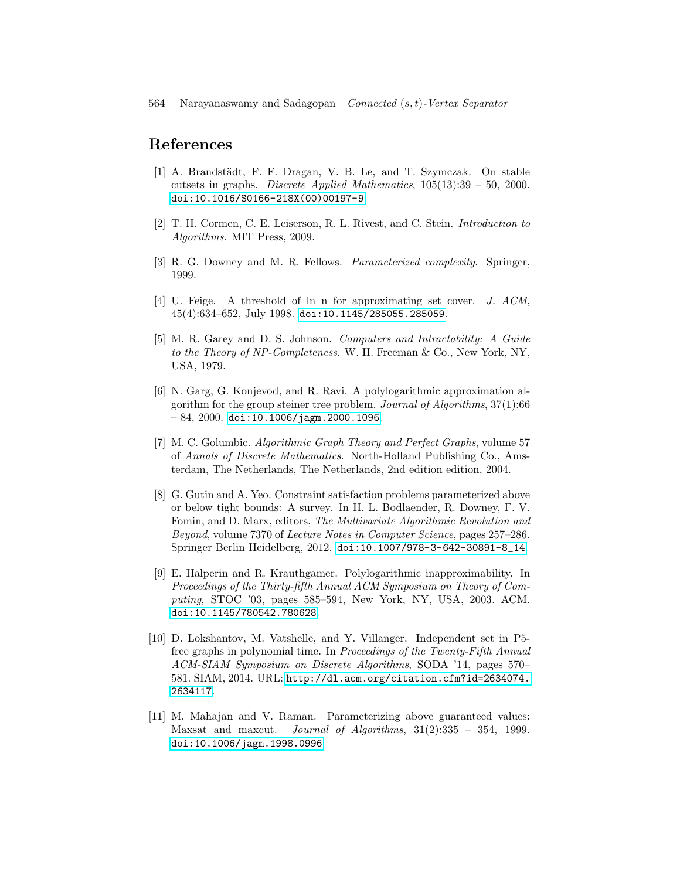## References

[1] A. Brandstädt, F. F. Dragan, V. B. Le, and T. Szymczak. On stable cutsets in graphs. *Discrete Applied Mathematics*, 105(13):39 – 50, 2000. doi:10.1016/S0166-218X(00)00197-9.

[2] T. H. Cormen, C. E. Leiserson, R. L. Rivest, and C. Stein. *Introduction to Algorithms*. MIT Press, 2009.

[3] R. G. Downey and M. R. Fellows. *Parameterized complexity*. Springer, 1999.

[4] U. Feige. A threshold of ln n for approximating set cover. *J. ACM*, 45(4):634–652, July 1998. doi:10.1145/285055.285059.

[5] M. R. Garey and D. S. Johnson. *Computers and Intractability: A Guide to the Theory of NP-Completeness*. W. H. Freeman & Co., New York, NY, USA, 1979.

[6] N. Garg, G. Konjevod, and R. Ravi. A polylogarithmic approximation algorithm for the group steiner tree problem. *Journal of Algorithms*, 37(1):66 – 84, 2000. doi:10.1006/jagm.2000.1096.

[7] M. C. Golumbic. *Algorithmic Graph Theory and Perfect Graphs*, volume 57 of *Annals of Discrete Mathematics*. North-Holland Publishing Co., Amsterdam, The Netherlands, The Netherlands, 2nd edition edition, 2004.

[8] G. Gutin and A. Yeo. Constraint satisfaction problems parameterized above or below tight bounds: A survey. In H. L. Bodlaender, R. Downey, F. V. Fomin, and D. Marx, editors, *The Multivariate Algorithmic Revolution and Beyond*, volume 7370 of *Lecture Notes in Computer Science*, pages 257–286. Springer Berlin Heidelberg, 2012. doi:10.1007/978-3-642-30891-8_14.

[9] E. Halperin and R. Krauthgamer. Polylogarithmic inapproximability. In *Proceedings of the Thirty-fifth Annual ACM Symposium on Theory of Computing*, STOC '03, pages 585–594, New York, NY, USA, 2003. ACM. doi:10.1145/780542.780628.

[10] D. Lokshantov, M. Vatshelle, and Y. Villanger. Independent set in P5-free graphs in polynomial time. In *Proceedings of the Twenty-Fifth Annual ACM-SIAM Symposium on Discrete Algorithms*, SODA '14, pages 570–581. SIAM, 2014. URL: http://dl.acm.org/citation.cfm?id=2634074.2634117.

[11] M. Mahajan and V. Raman. Parameterizing above guaranteed values: Maxsat and maxcut. *Journal of Algorithms*, 31(2):335 – 354, 1999. doi:10.1006/jagm.1998.0996.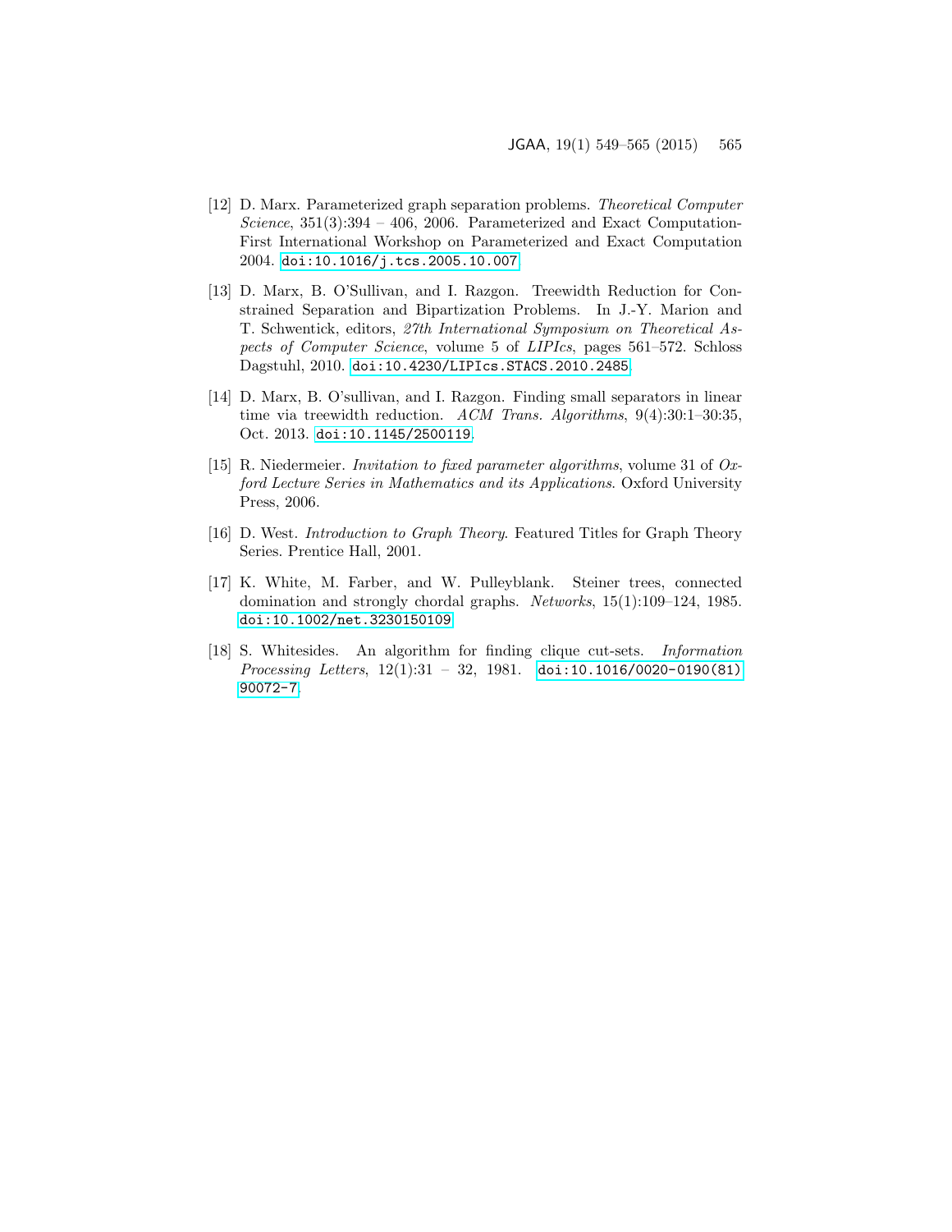[12] D. Marx. Parameterized graph separation problems. *Theoretical Computer Science*, 351(3):394 – 406, 2006. Parameterized and Exact Computation-First International Workshop on Parameterized and Exact Computation 2004. doi:10.1016/j.tcs.2005.10.007.

[13] D. Marx, B. O'Sullivan, and I. Razgon. Treewidth Reduction for Constrained Separation and Bipartization Problems. In J.-Y. Marion and T. Schwentick, editors, *27th International Symposium on Theoretical Aspects of Computer Science*, volume 5 of *LIPIcs*, pages 561–572. Schloss Dagstuhl, 2010. doi:10.4230/LIPIcs.STACS.2010.2485.

[14] D. Marx, B. O'sullivan, and I. Razgon. Finding small separators in linear time via treewidth reduction. *ACM Trans. Algorithms*, 9(4):30:1–30:35, Oct. 2013. doi:10.1145/2500119.

[15] R. Niedermeier. *Invitation to fixed parameter algorithms*, volume 31 of *Oxford Lecture Series in Mathematics and its Applications*. Oxford University Press, 2006.

[16] D. West. *Introduction to Graph Theory*. Featured Titles for Graph Theory Series. Prentice Hall, 2001.

[17] K. White, M. Farber, and W. Pulleyblank. Steiner trees, connected domination and strongly chordal graphs. *Networks*, 15(1):109–124, 1985. doi:10.1002/net.3230150109.

[18] S. Whitesides. An algorithm for finding clique cut-sets. *Information Processing Letters*, 12(1):31 – 32, 1981. doi:10.1016/0020-0190(81)90072-7.